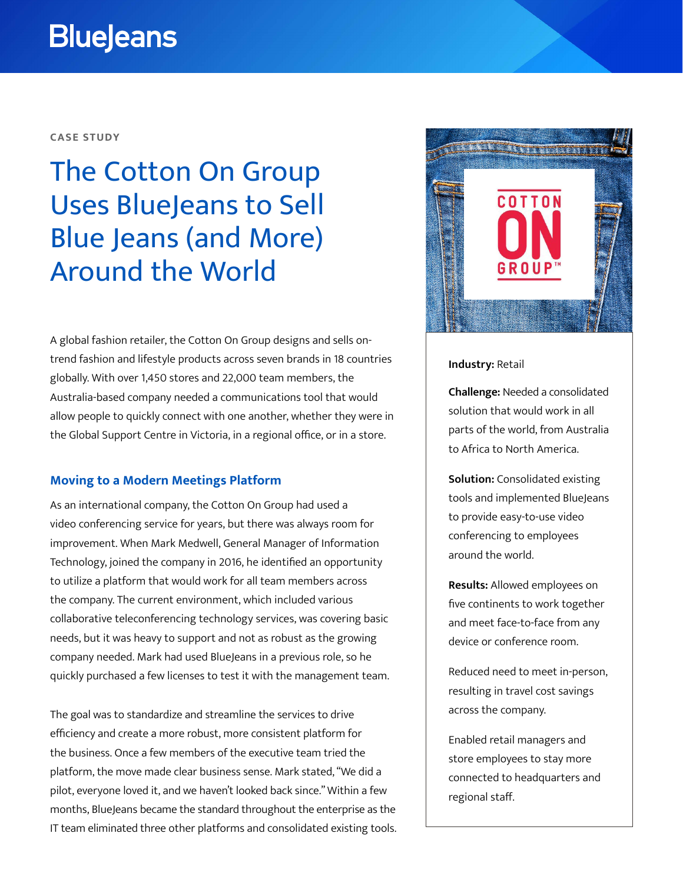BlueJeans

CASE STUDY

# The Cotton On Group Uses BlueJeans to Sell Blue Jeans (and More) Around the World

A global fashion retailer, the Cotton On Group designs and sells on-trend fashion and lifestyle products across seven brands in 18 countries globally. With over 1,450 stores and 22,000 team members, the Australia-based company needed a communications tool that would allow people to quickly connect with one another, whether they were in the Global Support Centre in Victoria, in a regional office, or in a store.

## Moving to a Modern Meetings Platform

As an international company, the Cotton On Group had used a video conferencing service for years, but there was always room for improvement. When Mark Medwell, General Manager of Information Technology, joined the company in 2016, he identified an opportunity to utilize a platform that would work for all team members across the company. The current environment, which included various collaborative teleconferencing technology services, was covering basic needs, but it was heavy to support and not as robust as the growing company needed. Mark had used BlueJeans in a previous role, so he quickly purchased a few licenses to test it with the management team.

The goal was to standardize and streamline the services to drive efficiency and create a more robust, more consistent platform for the business. Once a few members of the executive team tried the platform, the move made clear business sense. Mark stated, "We did a pilot, everyone loved it, and we haven't looked back since." Within a few months, BlueJeans became the standard throughout the enterprise as the IT team eliminated three other platforms and consolidated existing tools.

**Industry:** Retail

**Challenge:** Needed a consolidated solution that would work in all parts of the world, from Australia to Africa to North America.

**Solution:** Consolidated existing tools and implemented BlueJeans to provide easy-to-use video conferencing to employees around the world.

**Results:** Allowed employees on five continents to work together and meet face-to-face from any device or conference room.

Reduced need to meet in-person, resulting in travel cost savings across the company.

Enabled retail managers and store employees to stay more connected to headquarters and regional staff.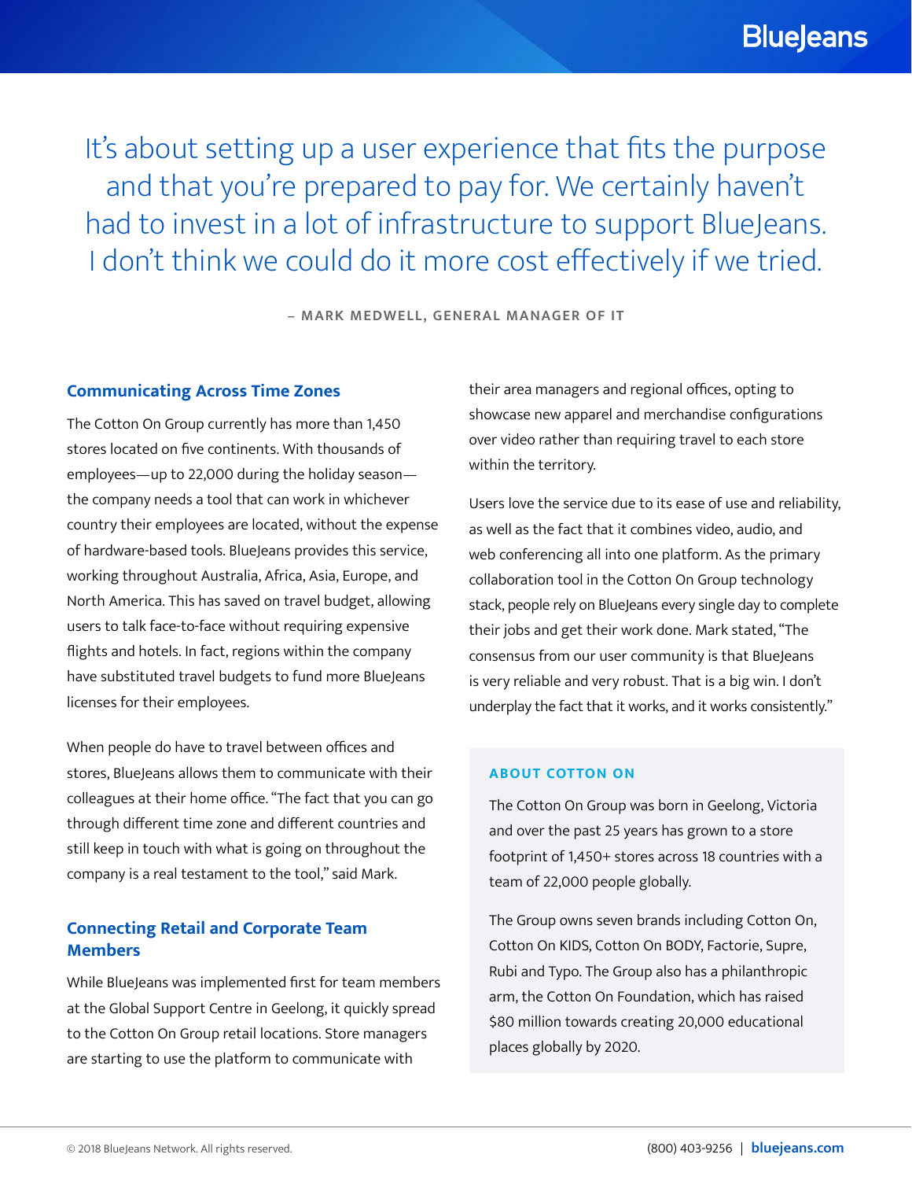It's about setting up a user experience that fits the purpose and that you're prepared to pay for. We certainly haven't had to invest in a lot of infrastructure to support BlueJeans. I don't think we could do it more cost effectively if we tried.

– MARK MEDWELL, GENERAL MANAGER OF IT

## Communicating Across Time Zones

The Cotton On Group currently has more than 1,450 stores located on five continents. With thousands of employees—up to 22,000 during the holiday season—the company needs a tool that can work in whichever country their employees are located, without the expense of hardware-based tools. BlueJeans provides this service, working throughout Australia, Africa, Asia, Europe, and North America. This has saved on travel budget, allowing users to talk face-to-face without requiring expensive flights and hotels. In fact, regions within the company have substituted travel budgets to fund more BlueJeans licenses for their employees.

When people do have to travel between offices and stores, BlueJeans allows them to communicate with their colleagues at their home office. "The fact that you can go through different time zone and different countries and still keep in touch with what is going on throughout the company is a real testament to the tool," said Mark.

## Connecting Retail and Corporate Team Members

While BlueJeans was implemented first for team members at the Global Support Centre in Geelong, it quickly spread to the Cotton On Group retail locations. Store managers are starting to use the platform to communicate with their area managers and regional offices, opting to showcase new apparel and merchandise configurations over video rather than requiring travel to each store within the territory.

Users love the service due to its ease of use and reliability, as well as the fact that it combines video, audio, and web conferencing all into one platform. As the primary collaboration tool in the Cotton On Group technology stack, people rely on BlueJeans every single day to complete their jobs and get their work done. Mark stated, "The consensus from our user community is that BlueJeans is very reliable and very robust. That is a big win. I don't underplay the fact that it works, and it works consistently."

### ABOUT COTTON ON

The Cotton On Group was born in Geelong, Victoria and over the past 25 years has grown to a store footprint of 1,450+ stores across 18 countries with a team of 22,000 people globally.

The Group owns seven brands including Cotton On, Cotton On KIDS, Cotton On BODY, Factorie, Supre, Rubi and Typo. The Group also has a philanthropic arm, the Cotton On Foundation, which has raised $80 million towards creating 20,000 educational places globally by 2020.

© 2018 BlueJeans Network. All rights reserved.

(800) 403-9256 | bluejeans.com